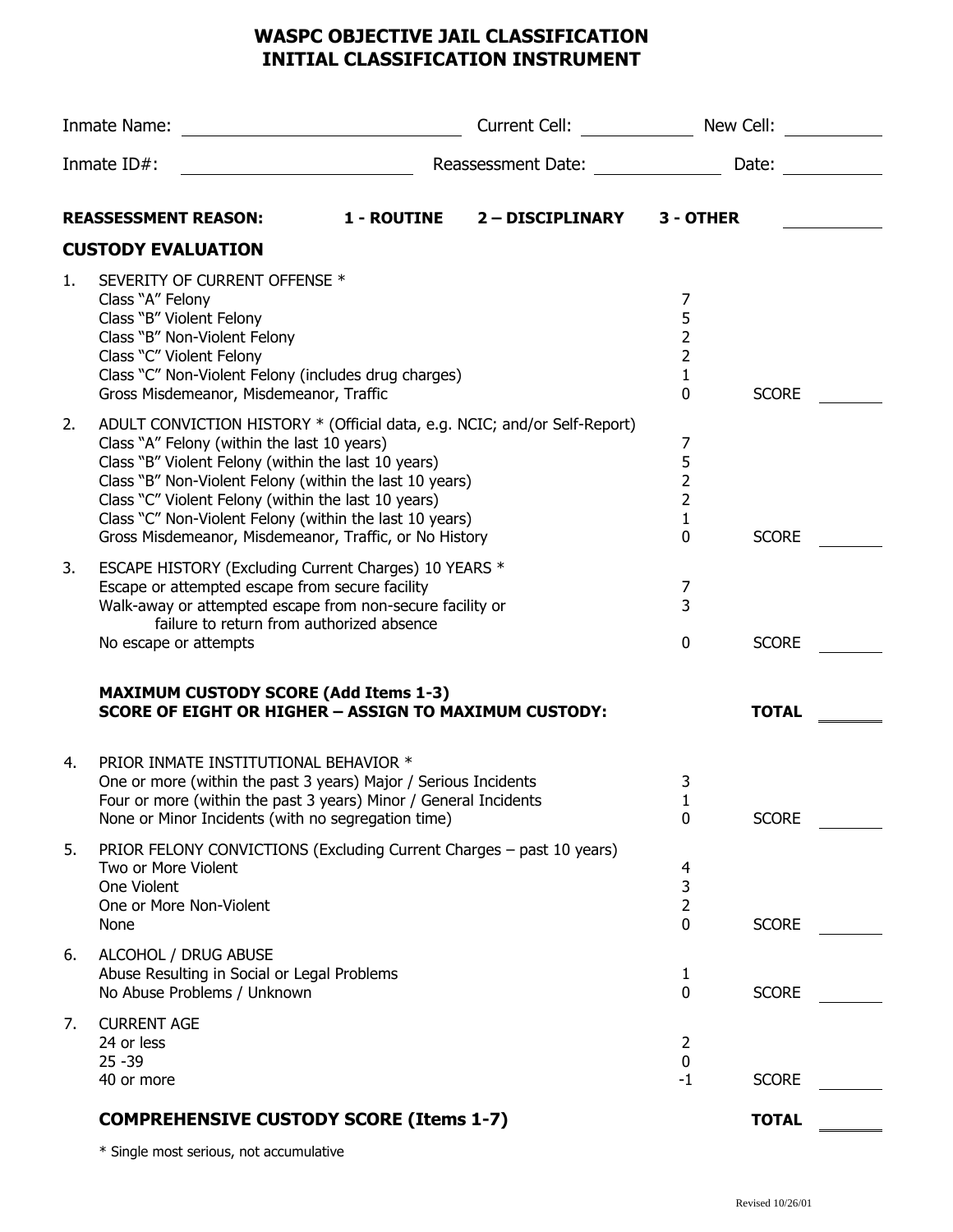# WASPC OBJECTIVE JAIL CLASSIFICATION
# INITIAL CLASSIFICATION INSTRUMENT

Inmate Name: ______________________ Current Cell: __________ New Cell: __________

Inmate ID#: ______________________ Reassessment Date: __________ Date: __________

**REASSESSMENT REASON:** **1 - ROUTINE** **2 – DISCIPLINARY** **3 - OTHER** __________

## CUSTODY EVALUATION

1. SEVERITY OF CURRENT OFFENSE *

| | Points | |
|---|---|---|
| Class "A" Felony | 7 | |
| Class "B" Violent Felony | 5 | |
| Class "B" Non-Violent Felony | 2 | |
| Class "C" Violent Felony | 2 | |
| Class "C" Non-Violent Felony (includes drug charges) | 1 | |
| Gross Misdemeanor, Misdemeanor, Traffic | 0 | SCORE ______ |

2. ADULT CONVICTION HISTORY * (Official data, e.g. NCIC; and/or Self-Report)

| | Points | |
|---|---|---|
| Class "A" Felony (within the last 10 years) | 7 | |
| Class "B" Violent Felony (within the last 10 years) | 5 | |
| Class "B" Non-Violent Felony (within the last 10 years) | 2 | |
| Class "C" Violent Felony (within the last 10 years) | 2 | |
| Class "C" Non-Violent Felony (within the last 10 years) | 1 | |
| Gross Misdemeanor, Misdemeanor, Traffic, or No History | 0 | SCORE ______ |

3. ESCAPE HISTORY (Excluding Current Charges) 10 YEARS *

| | Points | |
|---|---|---|
| Escape or attempted escape from secure facility | 7 | |
| Walk-away or attempted escape from non-secure facility or failure to return from authorized absence | 3 | |
| No escape or attempts | 0 | SCORE ______ |

**MAXIMUM CUSTODY SCORE (Add Items 1-3)**
**SCORE OF EIGHT OR HIGHER – ASSIGN TO MAXIMUM CUSTODY:** **TOTAL** ______

4. PRIOR INMATE INSTITUTIONAL BEHAVIOR *

| | Points | |
|---|---|---|
| One or more (within the past 3 years) Major / Serious Incidents | 3 | |
| Four or more (within the past 3 years) Minor / General Incidents | 1 | |
| None or Minor Incidents (with no segregation time) | 0 | SCORE ______ |

5. PRIOR FELONY CONVICTIONS (Excluding Current Charges – past 10 years)

| | Points | |
|---|---|---|
| Two or More Violent | 4 | |
| One Violent | 3 | |
| One or More Non-Violent | 2 | |
| None | 0 | SCORE ______ |

6. ALCOHOL / DRUG ABUSE

| | Points | |
|---|---|---|
| Abuse Resulting in Social or Legal Problems | 1 | |
| No Abuse Problems / Unknown | 0 | SCORE ______ |

7. CURRENT AGE

| | Points | |
|---|---|---|
| 24 or less | 2 | |
| 25 -39 | 0 | |
| 40 or more | -1 | SCORE ______ |

**COMPREHENSIVE CUSTODY SCORE (Items 1-7)** **TOTAL** ______

* Single most serious, not accumulative

Revised 10/26/01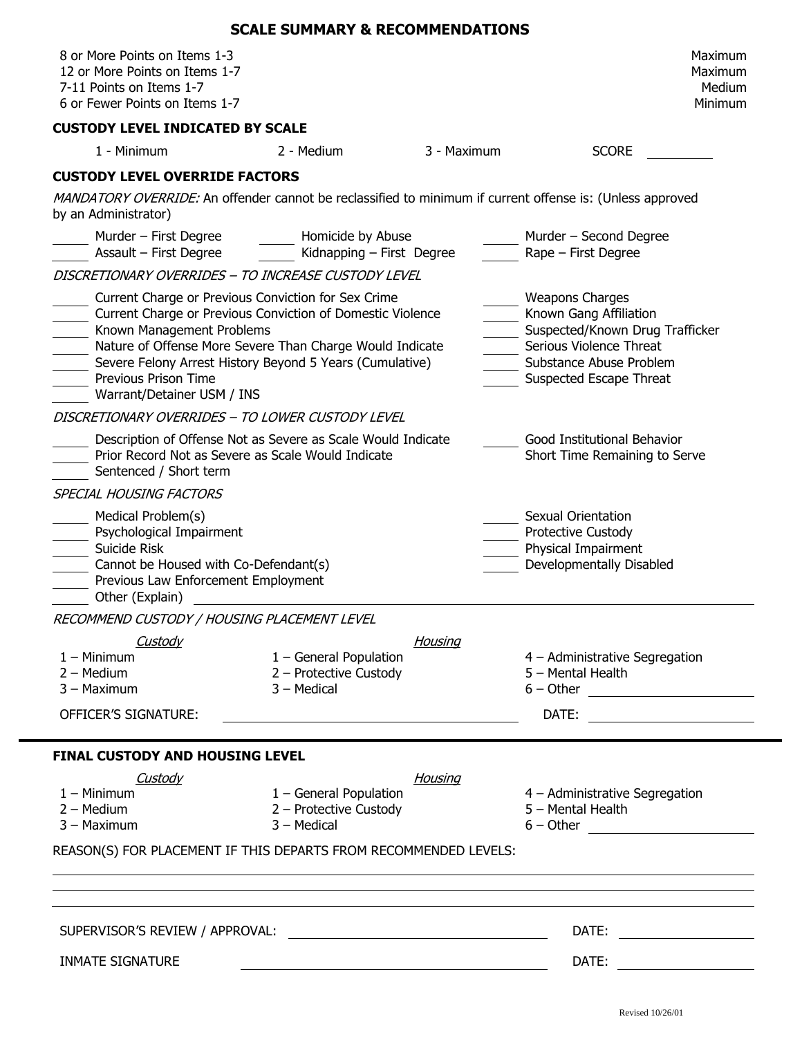## SCALE SUMMARY & RECOMMENDATIONS

| | |
|---|---|
| 8 or More Points on Items 1-3 | Maximum |
| 12 or More Points on Items 1-7 | Maximum |
| 7-11 Points on Items 1-7 | Medium |
| 6 or Fewer Points on Items 1-7 | Minimum |

**CUSTODY LEVEL INDICATED BY SCALE**

1 - Minimum    2 - Medium    3 - Maximum    SCORE ________

**CUSTODY LEVEL OVERRIDE FACTORS**

*MANDATORY OVERRIDE:* An offender cannot be reclassified to minimum if current offense is: (Unless approved by an Administrator)

- ____ Murder – First Degree
- ____ Assault – First Degree
- ____ Homicide by Abuse
- ____ Kidnapping – First Degree
- ____ Murder – Second Degree
- ____ Rape – First Degree

*DISCRETIONARY OVERRIDES – TO INCREASE CUSTODY LEVEL*

- ____ Current Charge or Previous Conviction for Sex Crime
- ____ Current Charge or Previous Conviction of Domestic Violence
- ____ Known Management Problems
- ____ Nature of Offense More Severe Than Charge Would Indicate
- ____ Severe Felony Arrest History Beyond 5 Years (Cumulative)
- ____ Previous Prison Time
- ____ Warrant/Detainer USM / INS
- ____ Weapons Charges
- ____ Known Gang Affiliation
- ____ Suspected/Known Drug Trafficker
- ____ Serious Violence Threat
- ____ Substance Abuse Problem
- ____ Suspected Escape Threat

*DISCRETIONARY OVERRIDES – TO LOWER CUSTODY LEVEL*

- ____ Description of Offense Not as Severe as Scale Would Indicate
- ____ Prior Record Not as Severe as Scale Would Indicate
- ____ Sentenced / Short term
- ____ Good Institutional Behavior
- ____ Short Time Remaining to Serve

*SPECIAL HOUSING FACTORS*

- ____ Medical Problem(s)
- ____ Psychological Impairment
- ____ Suicide Risk
- ____ Cannot be Housed with Co-Defendant(s)
- ____ Previous Law Enforcement Employment
- ____ Other (Explain) ________________________________
- ____ Sexual Orientation
- ____ Protective Custody
- ____ Physical Impairment
- ____ Developmentally Disabled

*RECOMMEND CUSTODY / HOUSING PLACEMENT LEVEL*

| *Custody* | *Housing* | |
|---|---|---|
| 1 – Minimum | 1 – General Population | 4 – Administrative Segregation |
| 2 – Medium | 2 – Protective Custody | 5 – Mental Health |
| 3 – Maximum | 3 – Medical | 6 – Other ____________ |

OFFICER'S SIGNATURE: ________________________    DATE: ____________

---

**FINAL CUSTODY AND HOUSING LEVEL**

| *Custody* | *Housing* | |
|---|---|---|
| 1 – Minimum | 1 – General Population | 4 – Administrative Segregation |
| 2 – Medium | 2 – Protective Custody | 5 – Mental Health |
| 3 – Maximum | 3 – Medical | 6 – Other ____________ |

REASON(S) FOR PLACEMENT IF THIS DEPARTS FROM RECOMMENDED LEVELS:

________________________________________________________________

________________________________________________________________

________________________________________________________________

SUPERVISOR'S REVIEW / APPROVAL: ________________________    DATE: ____________

INMATE SIGNATURE ________________________    DATE: ____________

Revised 10/26/01